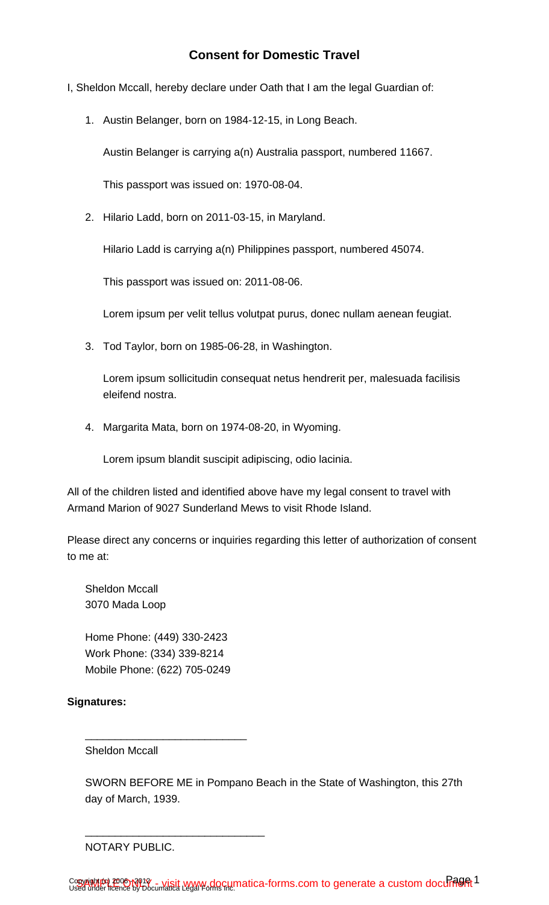# Consent for Domestic Travel

I, Sheldon Mccall, hereby declare under Oath that I am the legal Guardian of:

1. Austin Belanger, born on 1984-12-15, in Long Beach.

   Austin Belanger is carrying a(n) Australia passport, numbered 11667.

   This passport was issued on: 1970-08-04.

2. Hilario Ladd, born on 2011-03-15, in Maryland.

   Hilario Ladd is carrying a(n) Philippines passport, numbered 45074.

   This passport was issued on: 2011-08-06.

   Lorem ipsum per velit tellus volutpat purus, donec nullam aenean feugiat.

3. Tod Taylor, born on 1985-06-28, in Washington.

   Lorem ipsum sollicitudin consequat netus hendrerit per, malesuada facilisis eleifend nostra.

4. Margarita Mata, born on 1974-08-20, in Wyoming.

   Lorem ipsum blandit suscipit adipiscing, odio lacinia.

All of the children listed and identified above have my legal consent to travel with Armand Marion of 9027 Sunderland Mews to visit Rhode Island.

Please direct any concerns or inquiries regarding this letter of authorization of consent to me at:

Sheldon Mccall
3070 Mada Loop

Home Phone: (449) 330-2423
Work Phone: (334) 339-8214
Mobile Phone: (622) 705-0249

**Signatures:**

___________________________
Sheldon Mccall

SWORN BEFORE ME in Pompano Beach in the State of Washington, this 27th day of March, 1939.

______________________________
NOTARY PUBLIC.

Copyright (c) 2006 - 2012
Used under licence by Documatica Legal Forms Inc.

SAMPLE ONLY - visit www.documatica-forms.com to generate a custom document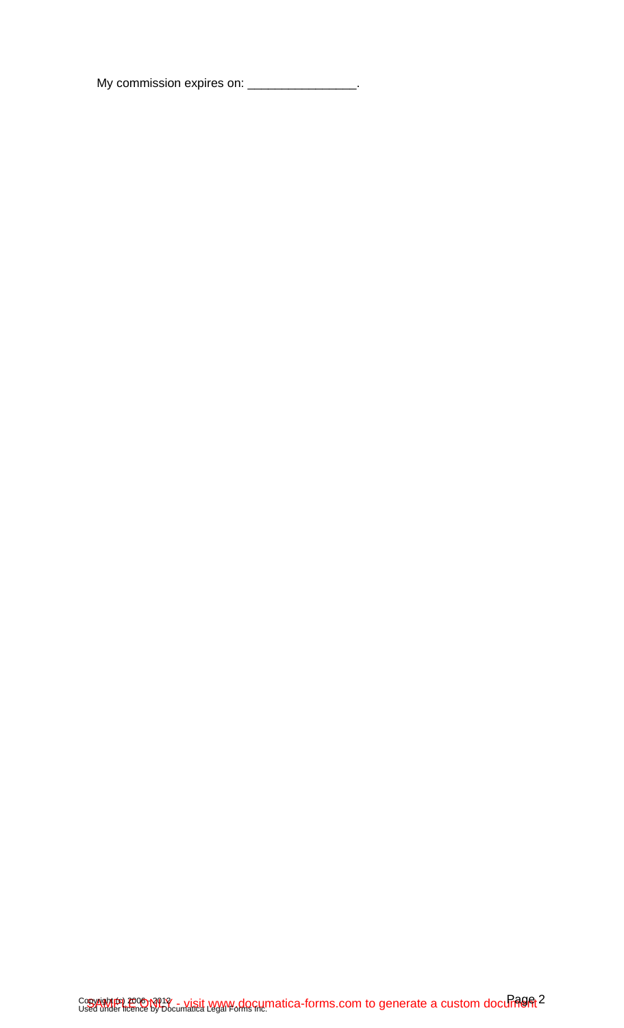My commission expires on: _______________.